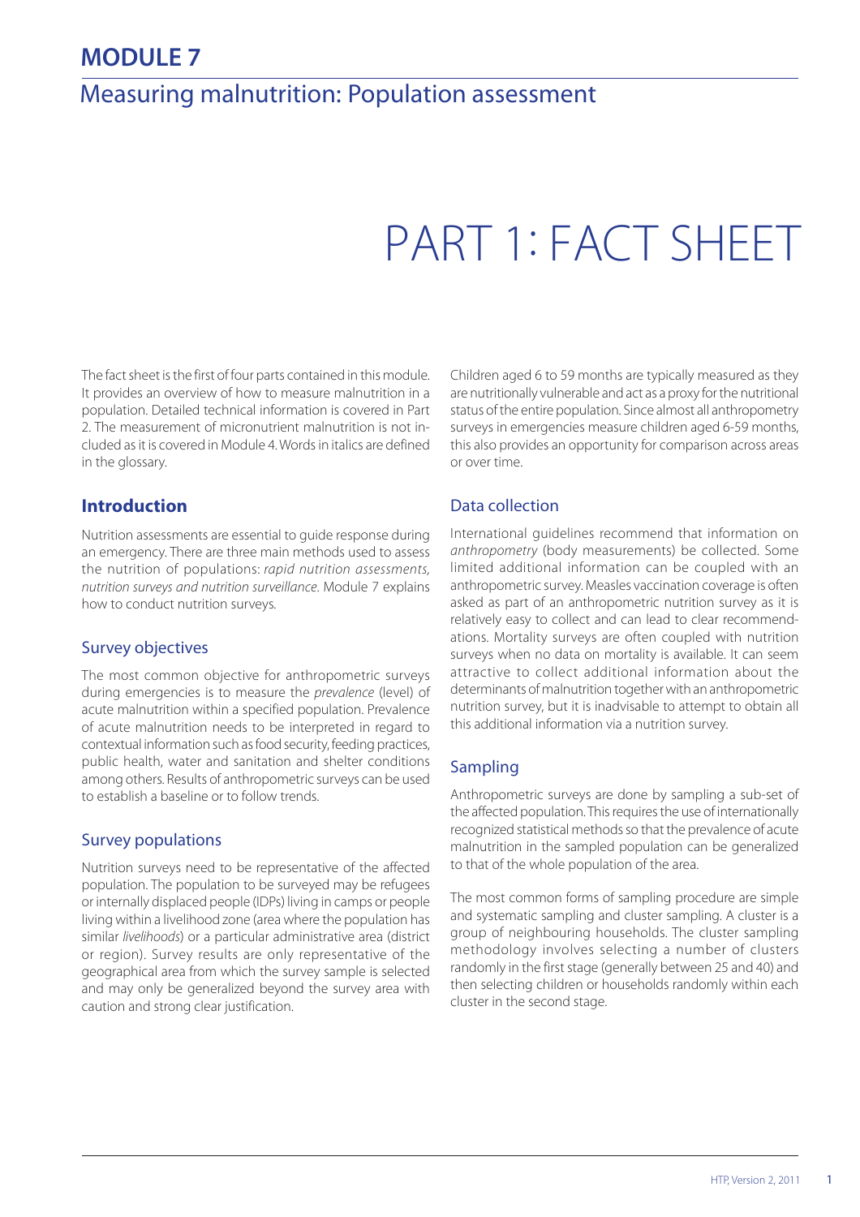# MODULE 7

## Measuring malnutrition: Population assessment

# PART 1: FACT SHEET

The fact sheet is the first of four parts contained in this module. It provides an overview of how to measure malnutrition in a population. Detailed technical information is covered in Part 2. The measurement of micronutrient malnutrition is not included as it is covered in Module 4. Words in italics are defined in the glossary.

## Introduction

Nutrition assessments are essential to guide response during an emergency. There are three main methods used to assess the nutrition of populations: *rapid nutrition assessments, nutrition surveys and nutrition surveillance*. Module 7 explains how to conduct nutrition surveys.

### Survey objectives

The most common objective for anthropometric surveys during emergencies is to measure the *prevalence* (level) of acute malnutrition within a specified population. Prevalence of acute malnutrition needs to be interpreted in regard to contextual information such as food security, feeding practices, public health, water and sanitation and shelter conditions among others. Results of anthropometric surveys can be used to establish a baseline or to follow trends.

### Survey populations

Nutrition surveys need to be representative of the affected population. The population to be surveyed may be refugees or internally displaced people (IDPs) living in camps or people living within a livelihood zone (area where the population has similar *livelihoods*) or a particular administrative area (district or region). Survey results are only representative of the geographical area from which the survey sample is selected and may only be generalized beyond the survey area with caution and strong clear justification.

Children aged 6 to 59 months are typically measured as they are nutritionally vulnerable and act as a proxy for the nutritional status of the entire population. Since almost all anthropometry surveys in emergencies measure children aged 6-59 months, this also provides an opportunity for comparison across areas or over time.

### Data collection

International guidelines recommend that information on *anthropometry* (body measurements) be collected. Some limited additional information can be coupled with an anthropometric survey. Measles vaccination coverage is often asked as part of an anthropometric nutrition survey as it is relatively easy to collect and can lead to clear recommendations. Mortality surveys are often coupled with nutrition surveys when no data on mortality is available. It can seem attractive to collect additional information about the determinants of malnutrition together with an anthropometric nutrition survey, but it is inadvisable to attempt to obtain all this additional information via a nutrition survey.

### Sampling

Anthropometric surveys are done by sampling a sub-set of the affected population. This requires the use of internationally recognized statistical methods so that the prevalence of acute malnutrition in the sampled population can be generalized to that of the whole population of the area.

The most common forms of sampling procedure are simple and systematic sampling and cluster sampling. A cluster is a group of neighbouring households. The cluster sampling methodology involves selecting a number of clusters randomly in the first stage (generally between 25 and 40) and then selecting children or households randomly within each cluster in the second stage.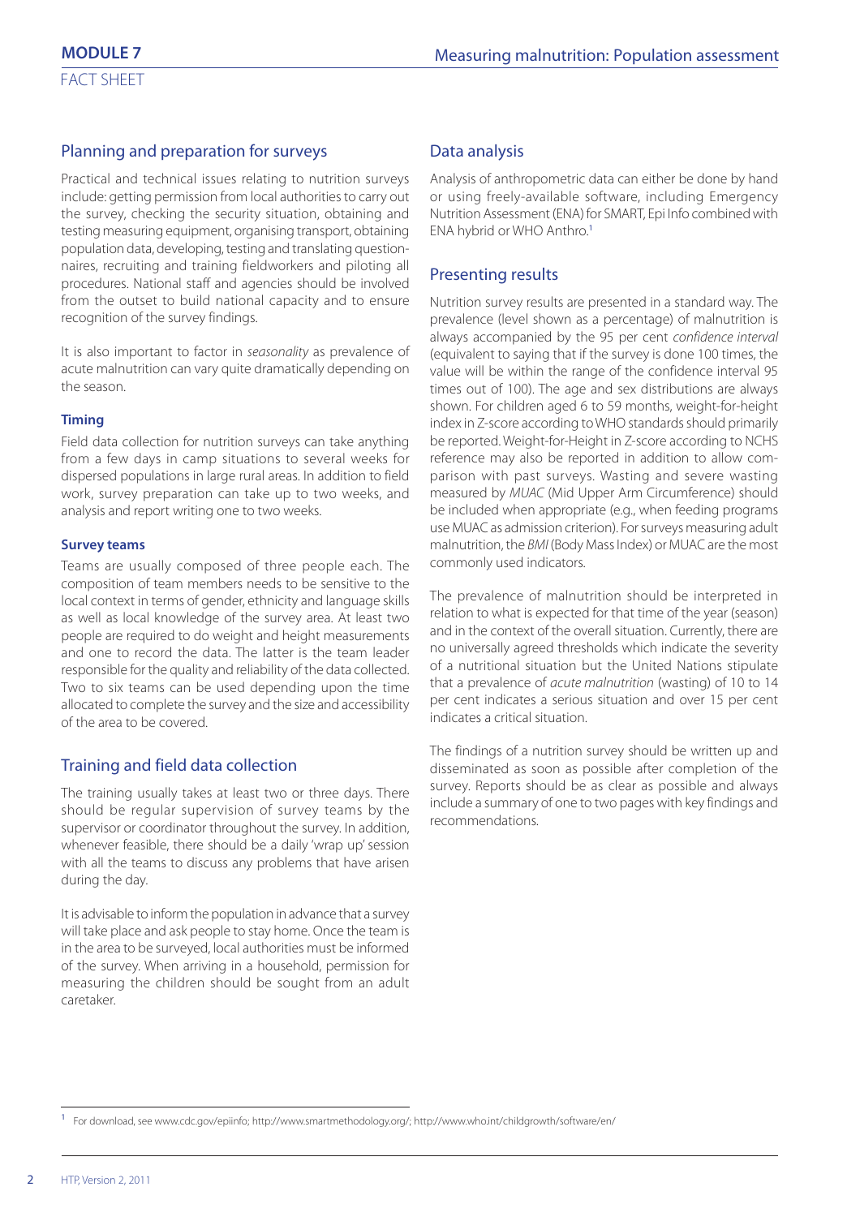## Planning and preparation for surveys

Practical and technical issues relating to nutrition surveys include: getting permission from local authorities to carry out the survey, checking the security situation, obtaining and testing measuring equipment, organising transport, obtaining population data, developing, testing and translating questionnaires, recruiting and training fieldworkers and piloting all procedures. National staff and agencies should be involved from the outset to build national capacity and to ensure recognition of the survey findings.

It is also important to factor in *seasonality* as prevalence of acute malnutrition can vary quite dramatically depending on the season.

### Timing

Field data collection for nutrition surveys can take anything from a few days in camp situations to several weeks for dispersed populations in large rural areas. In addition to field work, survey preparation can take up to two weeks, and analysis and report writing one to two weeks.

### Survey teams

Teams are usually composed of three people each. The composition of team members needs to be sensitive to the local context in terms of gender, ethnicity and language skills as well as local knowledge of the survey area. At least two people are required to do weight and height measurements and one to record the data. The latter is the team leader responsible for the quality and reliability of the data collected. Two to six teams can be used depending upon the time allocated to complete the survey and the size and accessibility of the area to be covered.

## Training and field data collection

The training usually takes at least two or three days. There should be regular supervision of survey teams by the supervisor or coordinator throughout the survey. In addition, whenever feasible, there should be a daily 'wrap up' session with all the teams to discuss any problems that have arisen during the day.

It is advisable to inform the population in advance that a survey will take place and ask people to stay home. Once the team is in the area to be surveyed, local authorities must be informed of the survey. When arriving in a household, permission for measuring the children should be sought from an adult caretaker.

## Data analysis

Analysis of anthropometric data can either be done by hand or using freely-available software, including Emergency Nutrition Assessment (ENA) for SMART, Epi Info combined with ENA hybrid or WHO Anthro.[1]

## Presenting results

Nutrition survey results are presented in a standard way. The prevalence (level shown as a percentage) of malnutrition is always accompanied by the 95 per cent *confidence interval* (equivalent to saying that if the survey is done 100 times, the value will be within the range of the confidence interval 95 times out of 100). The age and sex distributions are always shown. For children aged 6 to 59 months, weight-for-height index in Z-score according to WHO standards should primarily be reported. Weight-for-Height in Z-score according to NCHS reference may also be reported in addition to allow comparison with past surveys. Wasting and severe wasting measured by *MUAC* (Mid Upper Arm Circumference) should be included when appropriate (e.g., when feeding programs use MUAC as admission criterion). For surveys measuring adult malnutrition, the *BMI* (Body Mass Index) or MUAC are the most commonly used indicators.

The prevalence of malnutrition should be interpreted in relation to what is expected for that time of the year (season) and in the context of the overall situation. Currently, there are no universally agreed thresholds which indicate the severity of a nutritional situation but the United Nations stipulate that a prevalence of *acute malnutrition* (wasting) of 10 to 14 per cent indicates a serious situation and over 15 per cent indicates a critical situation.

The findings of a nutrition survey should be written up and disseminated as soon as possible after completion of the survey. Reports should be as clear as possible and always include a summary of one to two pages with key findings and recommendations.

---

[1] For download, see www.cdc.gov/epiinfo; http://www.smartmethodology.org/; http://www.who.int/childgrowth/software/en/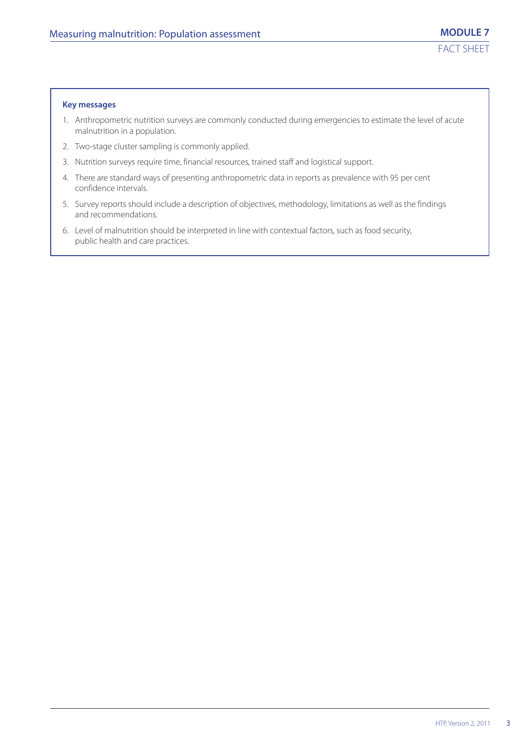**Key messages**

1. Anthropometric nutrition surveys are commonly conducted during emergencies to estimate the level of acute malnutrition in a population.
2. Two-stage cluster sampling is commonly applied.
3. Nutrition surveys require time, financial resources, trained staff and logistical support.
4. There are standard ways of presenting anthropometric data in reports as prevalence with 95 per cent confidence intervals.
5. Survey reports should include a description of objectives, methodology, limitations as well as the findings and recommendations.
6. Level of malnutrition should be interpreted in line with contextual factors, such as food security, public health and care practices.